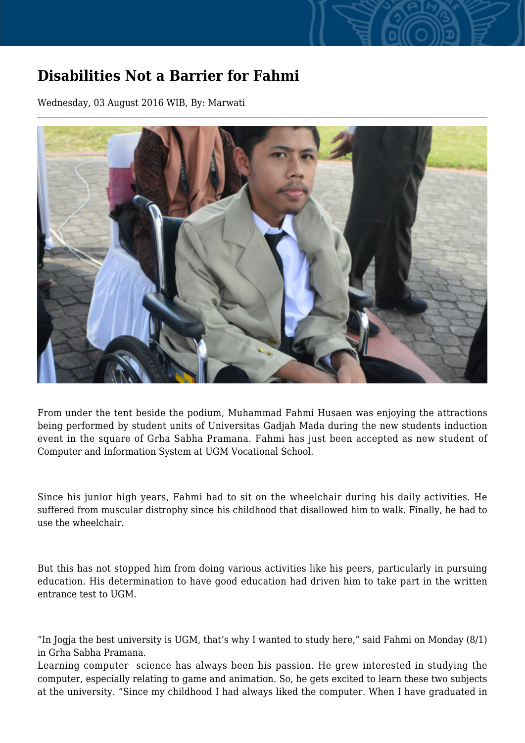# Disabilities Not a Barrier for Fahmi

Wednesday, 03 August 2016 WIB, By: Marwati

From under the tent beside the podium, Muhammad Fahmi Husaen was enjoying the attractions being performed by student units of Universitas Gadjah Mada during the new students induction event in the square of Grha Sabha Pramana. Fahmi has just been accepted as new student of Computer and Information System at UGM Vocational School.

Since his junior high years, Fahmi had to sit on the wheelchair during his daily activities. He suffered from muscular distrophy since his childhood that disallowed him to walk. Finally, he had to use the wheelchair.

But this has not stopped him from doing various activities like his peers, particularly in pursuing education. His determination to have good education had driven him to take part in the written entrance test to UGM.

"In Jogja the best university is UGM, that's why I wanted to study here," said Fahmi on Monday (8/1) in Grha Sabha Pramana.
Learning computer science has always been his passion. He grew interested in studying the computer, especially relating to game and animation. So, he gets excited to learn these two subjects at the university. "Since my childhood I had always liked the computer. When I have graduated in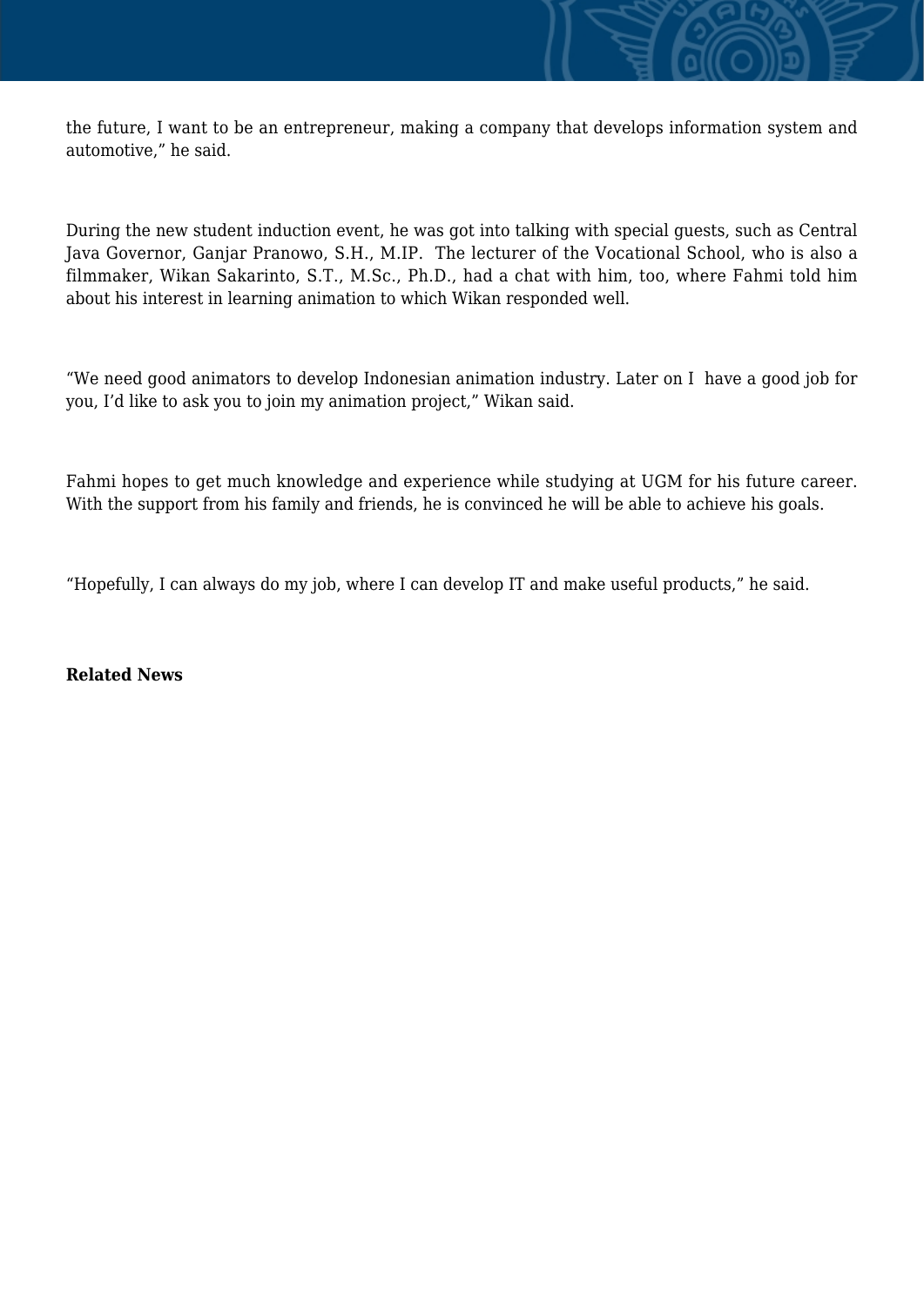the future, I want to be an entrepreneur, making a company that develops information system and automotive," he said.

During the new student induction event, he was got into talking with special guests, such as Central Java Governor, Ganjar Pranowo, S.H., M.IP. The lecturer of the Vocational School, who is also a filmmaker, Wikan Sakarinto, S.T., M.Sc., Ph.D., had a chat with him, too, where Fahmi told him about his interest in learning animation to which Wikan responded well.

"We need good animators to develop Indonesian animation industry. Later on I have a good job for you, I'd like to ask you to join my animation project," Wikan said.

Fahmi hopes to get much knowledge and experience while studying at UGM for his future career. With the support from his family and friends, he is convinced he will be able to achieve his goals.

"Hopefully, I can always do my job, where I can develop IT and make useful products," he said.

**Related News**